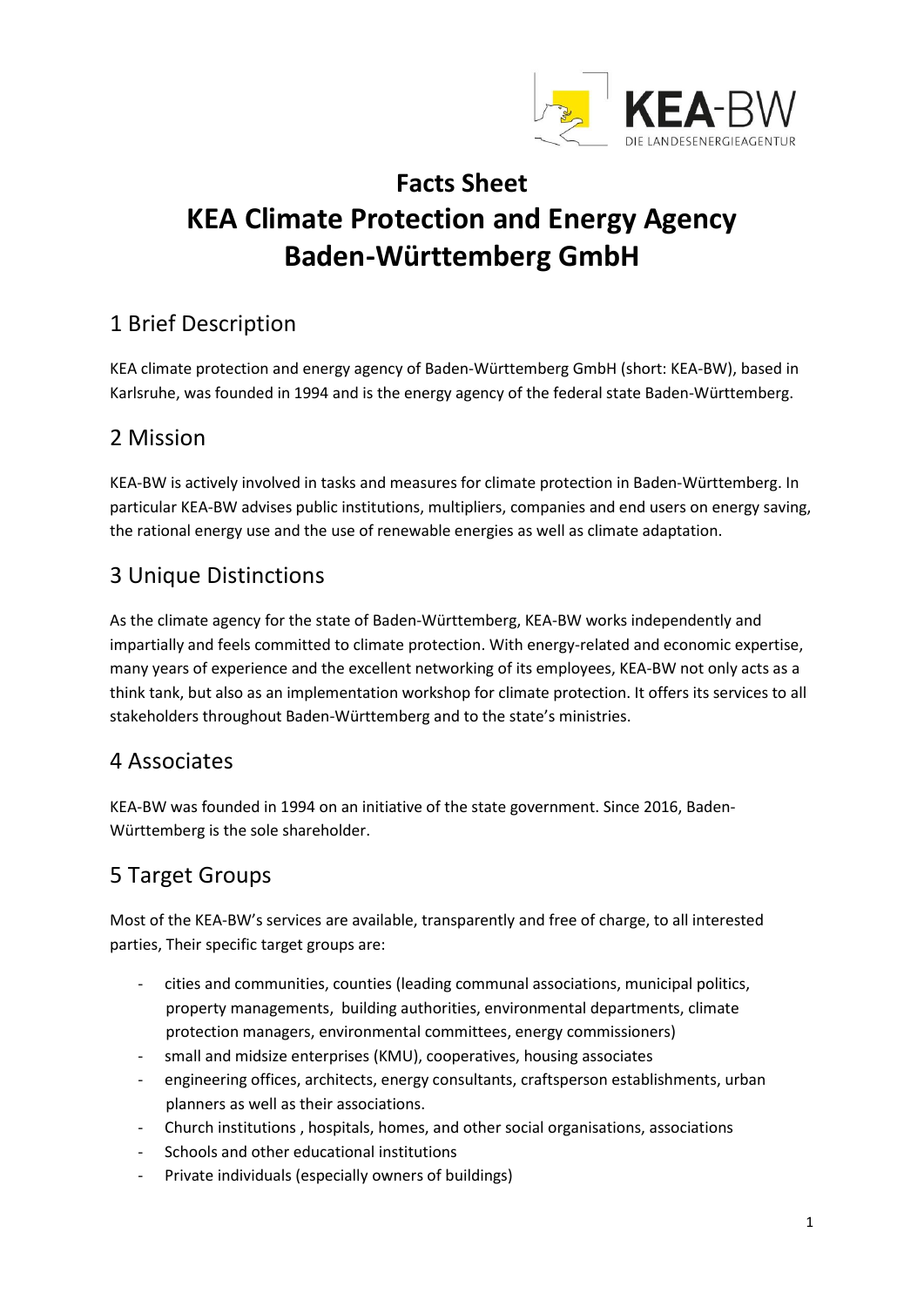# Facts Sheet
# KEA Climate Protection and Energy Agency Baden-Württemberg GmbH

## 1 Brief Description

KEA climate protection and energy agency of Baden-Württemberg GmbH (short: KEA-BW), based in Karlsruhe, was founded in 1994 and is the energy agency of the federal state Baden-Württemberg.

## 2 Mission

KEA-BW is actively involved in tasks and measures for climate protection in Baden-Württemberg. In particular KEA-BW advises public institutions, multipliers, companies and end users on energy saving, the rational energy use and the use of renewable energies as well as climate adaptation.

## 3 Unique Distinctions

As the climate agency for the state of Baden-Württemberg, KEA-BW works independently and impartially and feels committed to climate protection. With energy-related and economic expertise, many years of experience and the excellent networking of its employees, KEA-BW not only acts as a think tank, but also as an implementation workshop for climate protection. It offers its services to all stakeholders throughout Baden-Württemberg and to the state's ministries.

## 4 Associates

KEA-BW was founded in 1994 on an initiative of the state government. Since 2016, Baden-Württemberg is the sole shareholder.

## 5 Target Groups

Most of the KEA-BW's services are available, transparently and free of charge, to all interested parties, Their specific target groups are:

- cities and communities, counties (leading communal associations, municipal politics, property managements, building authorities, environmental departments, climate protection managers, environmental committees, energy commissioners)
- small and midsize enterprises (KMU), cooperatives, housing associates
- engineering offices, architects, energy consultants, craftsperson establishments, urban planners as well as their associations.
- Church institutions , hospitals, homes, and other social organisations, associations
- Schools and other educational institutions
- Private individuals (especially owners of buildings)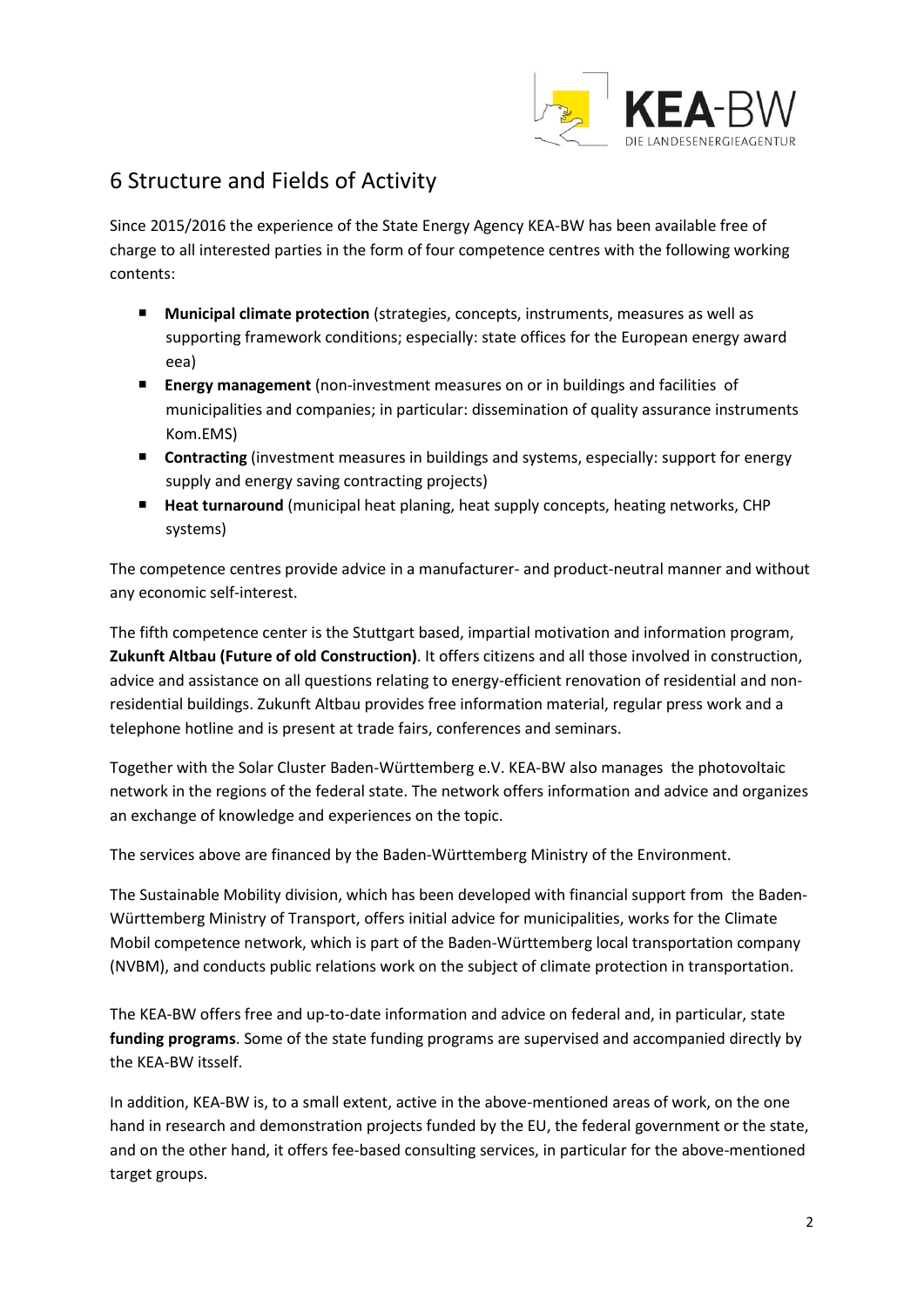## 6 Structure and Fields of Activity

Since 2015/2016 the experience of the State Energy Agency KEA-BW has been available free of charge to all interested parties in the form of four competence centres with the following working contents:

- **Municipal climate protection** (strategies, concepts, instruments, measures as well as supporting framework conditions; especially: state offices for the European energy award eea)
- **Energy management** (non-investment measures on or in buildings and facilities of municipalities and companies; in particular: dissemination of quality assurance instruments Kom.EMS)
- **Contracting** (investment measures in buildings and systems, especially: support for energy supply and energy saving contracting projects)
- **Heat turnaround** (municipal heat planing, heat supply concepts, heating networks, CHP systems)

The competence centres provide advice in a manufacturer- and product-neutral manner and without any economic self-interest.

The fifth competence center is the Stuttgart based, impartial motivation and information program, **Zukunft Altbau (Future of old Construction)**. It offers citizens and all those involved in construction, advice and assistance on all questions relating to energy-efficient renovation of residential and non-residential buildings. Zukunft Altbau provides free information material, regular press work and a telephone hotline and is present at trade fairs, conferences and seminars.

Together with the Solar Cluster Baden-Württemberg e.V. KEA-BW also manages the photovoltaic network in the regions of the federal state. The network offers information and advice and organizes an exchange of knowledge and experiences on the topic.

The services above are financed by the Baden-Württemberg Ministry of the Environment.

The Sustainable Mobility division, which has been developed with financial support from the Baden-Württemberg Ministry of Transport, offers initial advice for municipalities, works for the Climate Mobil competence network, which is part of the Baden-Württemberg local transportation company (NVBM), and conducts public relations work on the subject of climate protection in transportation.

The KEA-BW offers free and up-to-date information and advice on federal and, in particular, state **funding programs**. Some of the state funding programs are supervised and accompanied directly by the KEA-BW itsself.

In addition, KEA-BW is, to a small extent, active in the above-mentioned areas of work, on the one hand in research and demonstration projects funded by the EU, the federal government or the state, and on the other hand, it offers fee-based consulting services, in particular for the above-mentioned target groups.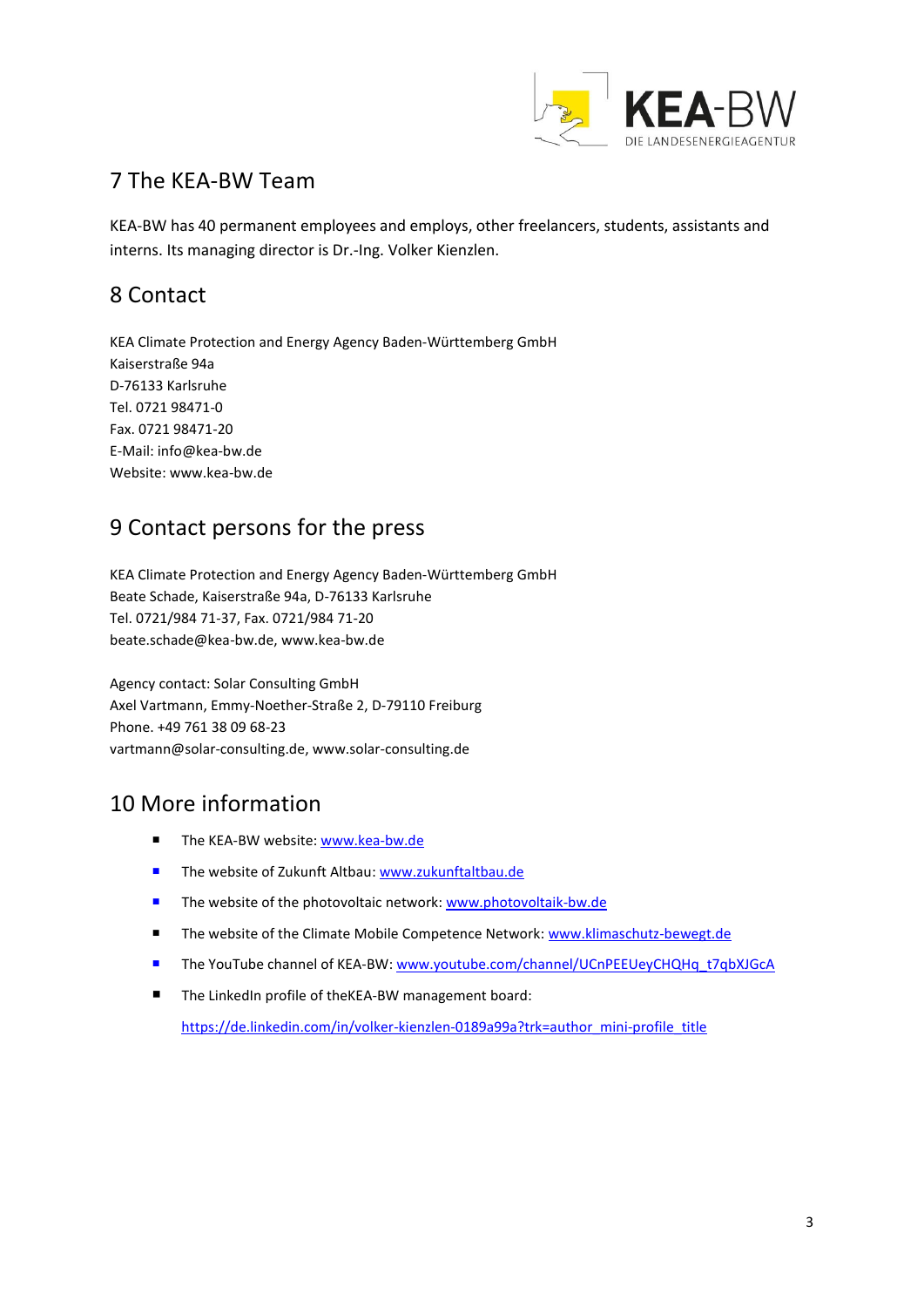## 7 The KEA-BW Team

KEA-BW has 40 permanent employees and employs, other freelancers, students, assistants and interns. Its managing director is Dr.-Ing. Volker Kienzlen.

## 8 Contact

KEA Climate Protection and Energy Agency Baden-Württemberg GmbH
Kaiserstraße 94a
D-76133 Karlsruhe
Tel. 0721 98471-0
Fax. 0721 98471-20
E-Mail: info@kea-bw.de
Website: www.kea-bw.de

## 9 Contact persons for the press

KEA Climate Protection and Energy Agency Baden-Württemberg GmbH
Beate Schade, Kaiserstraße 94a, D-76133 Karlsruhe
Tel. 0721/984 71-37, Fax. 0721/984 71-20
beate.schade@kea-bw.de, www.kea-bw.de

Agency contact: Solar Consulting GmbH
Axel Vartmann, Emmy-Noether-Straße 2, D-79110 Freiburg
Phone. +49 761 38 09 68-23
vartmann@solar-consulting.de, www.solar-consulting.de

## 10 More information

- The KEA-BW website: www.kea-bw.de
- The website of Zukunft Altbau: www.zukunftaltbau.de
- The website of the photovoltaic network: www.photovoltaik-bw.de
- The website of the Climate Mobile Competence Network: www.klimaschutz-bewegt.de
- The YouTube channel of KEA-BW: www.youtube.com/channel/UCnPEEUeyCHQHq_t7qbXJGcA
- The LinkedIn profile of theKEA-BW management board:

  https://de.linkedin.com/in/volker-kienzlen-0189a99a?trk=author_mini-profile_title